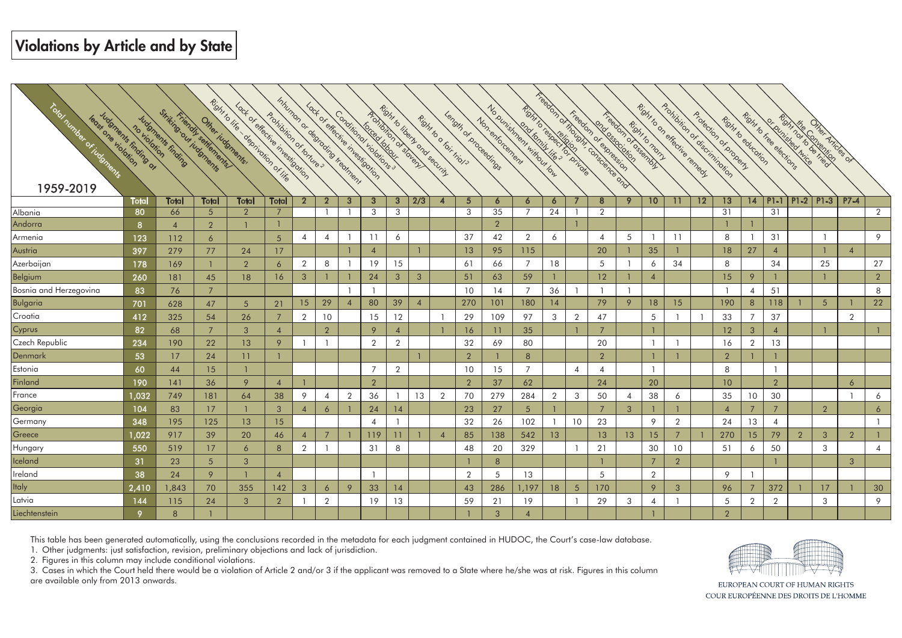# Violations by Article and by State

| 1959-2019 | Total number of judgments | Judgments finding at least one violation | Judgments finding no violation | Friendly settlements/Striking-out judgments | Other judgments[1] | Right to life - deprivation of life | Lack of effective investigation | Prohibition of torture[2] | Inhuman or degrading treatment | Lack of effective investigation | Conditional violations[3] | Prohibition of slavery/forced labour | Right to liberty and security | Right to a fair trial[2] | Length of proceedings | Non-enforcement | No punishment without law | Right to respect for private and family life[2] | Freedom of thought, conscience and religion | Freedom of expression | Freedom of assembly and association | Right to marry | Right to an effective remedy | Prohibition of discrimination | Protection of property | Right to education | Right to free elections | Right not to be tried or punished twice | Other Articles of the Convention |
|---|---|---|---|---|---|---|---|---|---|---|---|---|---|---|---|---|---|---|---|---|---|---|---|---|---|---|---|---|---|
| | Total | Total | Total | Total | Total | 2 | 2 | 3 | 3 | 3 | 2/3 | 4 | 5 | 6 | 6 | 6 | 7 | 8 | 9 | 10 | 11 | 12 | 13 | 14 | P1-1 | P1-2 | P1-3 | P7-4 | |
| Albania | 80 | 66 | 5 | 2 | 7 | | 1 | 1 | 3 | 3 | | | 3 | 35 | 7 | 24 | 1 | 2 | | | | | 31 | | 31 | | | | 2 |
| Andorra | 8 | 4 | 2 | 1 | 1 | | | | | | | | | 2 | | | 1 | | | | | | 1 | 1 | | | | | |
| Armenia | 123 | 112 | 6 | | 5 | 4 | 4 | 1 | 11 | 6 | | | 37 | 42 | 2 | 6 | | 4 | 5 | 1 | 11 | | 8 | 1 | 31 | | 1 | | 9 |
| Austria | 397 | 279 | 77 | 24 | 17 | | | 1 | 4 | | 1 | | 13 | 95 | 115 | | | 20 | 1 | 35 | 1 | | 18 | 27 | 4 | | 1 | 4 | |
| Azerbaijan | 178 | 169 | 1 | 2 | 6 | 2 | 8 | 1 | 19 | 15 | | | 61 | 66 | 7 | 18 | | 5 | 1 | 6 | 34 | | 8 | | 34 | | 25 | | 27 |
| Belgium | 260 | 181 | 45 | 18 | 16 | 3 | 1 | 1 | 24 | 3 | 3 | | 51 | 63 | 59 | 1 | | 12 | 1 | 4 | | | 15 | 9 | 1 | | 1 | | 2 |
| Bosnia and Herzegovina | 83 | 76 | 7 | | | | | 1 | 1 | | | | 10 | 14 | 7 | 36 | 1 | 1 | 1 | | | | 1 | 4 | 51 | | | | 8 |
| Bulgaria | 701 | 628 | 47 | 5 | 21 | 15 | 29 | 4 | 80 | 39 | 4 | | 270 | 101 | 180 | 14 | | 79 | 9 | 18 | 15 | | 190 | 8 | 118 | 1 | 5 | 1 | 22 |
| Croatia | 412 | 325 | 54 | 26 | 7 | 2 | 10 | | 15 | 12 | | 1 | 29 | 109 | 97 | 3 | 2 | 47 | | 5 | 1 | 1 | 33 | 7 | 37 | | | 2 | |
| Cyprus | 82 | 68 | 7 | 3 | 4 | | 2 | | 9 | 4 | | 1 | 16 | 11 | 35 | | 1 | 7 | | 1 | | | 12 | 3 | 4 | | 1 | | 1 |
| Czech Republic | 234 | 190 | 22 | 13 | 9 | 1 | 1 | | 2 | 2 | | | 32 | 69 | 80 | | | 20 | | 1 | 1 | | 16 | 2 | 13 | | | | |
| Denmark | 53 | 17 | 24 | 11 | 1 | | | | | | 1 | | 2 | 1 | 8 | | | 2 | | 1 | 1 | | 2 | 1 | 1 | | | | |
| Estonia | 60 | 44 | 15 | 1 | | | | | 7 | 2 | | | 10 | 15 | 7 | | 4 | 4 | | 1 | | | 8 | | 1 | | | | |
| Finland | 190 | 141 | 36 | 9 | 4 | 1 | | | 2 | | | | 2 | 37 | 62 | | | 24 | | 20 | | | 10 | | 2 | | | 6 | |
| France | 1,032 | 749 | 181 | 64 | 38 | 9 | 4 | 2 | 36 | 1 | 13 | 2 | 70 | 279 | 284 | 2 | 3 | 50 | 4 | 38 | 6 | | 35 | 10 | 30 | | | 1 | 6 |
| Georgia | 104 | 83 | 17 | 1 | 3 | 4 | 6 | 1 | 24 | 14 | | | 23 | 27 | 5 | 1 | | 7 | 3 | 1 | 1 | | 4 | 7 | 7 | | 2 | | 6 |
| Germany | 348 | 195 | 125 | 13 | 15 | | | | 4 | 1 | | | 32 | 26 | 102 | 1 | 10 | 23 | | 9 | 2 | | 24 | 13 | 4 | | | | 1 |
| Greece | 1,022 | 917 | 39 | 20 | 46 | 4 | 7 | 1 | 119 | 11 | 1 | 4 | 85 | 138 | 542 | 13 | | 13 | 13 | 15 | 7 | 1 | 270 | 15 | 79 | 2 | 3 | 2 | 1 |
| Hungary | 550 | 519 | 17 | 6 | 8 | 2 | 1 | | 31 | 8 | | | 48 | 20 | 329 | | 1 | 21 | | 30 | 10 | | 51 | 6 | 50 | | 3 | | 4 |
| Iceland | 31 | 23 | 5 | 3 | | | | | | | | | 1 | 8 | | | | 1 | | 7 | 2 | | | | 1 | | | 3 | |
| Ireland | 38 | 24 | 9 | 1 | 4 | | | | 1 | | | | 2 | 5 | 13 | | | 5 | | 2 | | | 9 | 1 | | | | | |
| Italy | 2,410 | 1,843 | 70 | 355 | 142 | 3 | 6 | 9 | 33 | 14 | | | 43 | 286 | 1,197 | 18 | 5 | 170 | | 9 | 3 | | 96 | 7 | 372 | 1 | 17 | 1 | 30 |
| Latvia | 144 | 115 | 24 | 3 | 2 | 1 | 2 | | 19 | 13 | | | 59 | 21 | 19 | | 1 | 29 | 3 | 4 | 1 | | 5 | 2 | 2 | | 3 | | 9 |
| Liechtenstein | 9 | 8 | 1 | | | | | | | | | | 1 | 3 | 4 | | | | | 1 | | | 2 | | | | | | |

This table has been generated automatically, using the conclusions recorded in the metadata for each judgment contained in HUDOC, the Court's case-law database.

1. Other judgments: just satisfaction, revision, preliminary objections and lack of jurisdiction.
2. Figures in this column may include conditional violations.
3. Cases in which the Court held there would be a violation of Article 2 and/or 3 if the applicant was removed to a State where he/she was at risk. Figures in this column are available only from 2013 onwards.

EUROPEAN COURT OF HUMAN RIGHTS
COUR EUROPÉENNE DES DROITS DE L'HOMME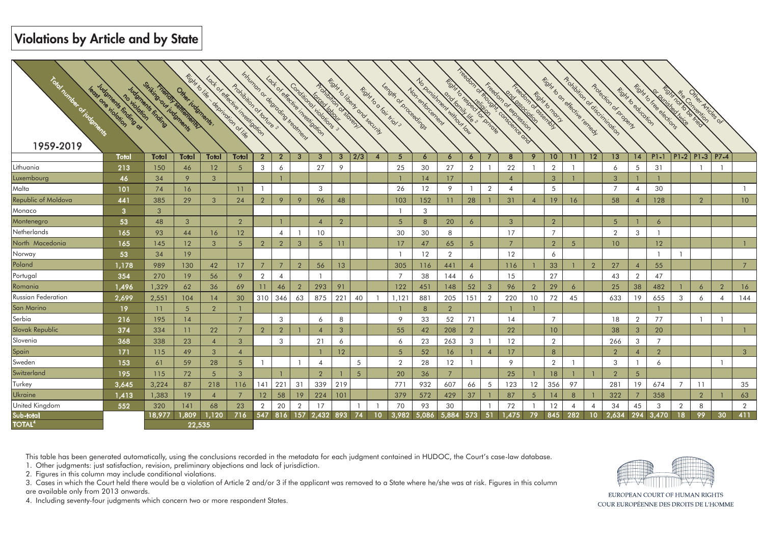## Violations by Article and by State

| 1959-2019 | Total number of judgments | Judgments finding at least one violation | Judgments finding no violation | Friendly settlements/ Striking-out judgments | Other judgments[1] | Right to life – deprivation of life | Lack of effective investigation | Prohibition of torture[2] | Inhuman or degrading treatment | Lack of effective investigation | Conditional violations[3] | Prohibition of slavery/ forced labour | Right to liberty and security | Right to a fair trial[2] | Length of proceedings | Non-enforcement | No punishment without law | Right to respect for private and family life[2] | Freedom of thought, conscience and religion | Freedom of expression | Freedom of assembly and association | Right to marry | Right to an effective remedy | Prohibition of discrimination | Protection of property | Right to education | Right to free elections | Right not to be tried or punished twice | Other Articles of the Convention |
|---|---|---|---|---|---|---|---|---|---|---|---|---|---|---|---|---|---|---|---|---|---|---|---|---|---|---|---|---|---|
| | Total | Total | Total | Total | Total | 2 | 2 | 3 | 3 | 3 | 2/3 | 4 | 5 | 6 | 6 | 6 | 7 | 8 | 9 | 10 | 11 | 12 | 13 | 14 | P1-1 | P1-2 | P1-3 | P7-4 | |
| Lithuania | 213 | 150 | 46 | 12 | 5 | 3 | 6 | | 27 | 9 | | | 25 | 30 | 27 | 2 | 1 | 22 | 1 | 2 | 1 | | 6 | 5 | 31 | | 1 | 1 | |
| Luxembourg | 46 | 34 | 9 | 3 | | | 1 | | | | | | 1 | 14 | 17 | | | 4 | | 3 | 1 | | 3 | 1 | 1 | | | | |
| Malta | 101 | 74 | 16 | | 11 | 1 | | | 3 | | | | 26 | 12 | 9 | 1 | 2 | 4 | | 5 | | | 7 | 4 | 30 | | | | 1 |
| Republic of Moldova | 441 | 385 | 29 | 3 | 24 | 2 | 9 | 9 | 96 | 48 | | | 103 | 152 | 11 | 28 | 1 | 31 | 4 | 19 | 16 | | 58 | 4 | 128 | | 2 | | 10 |
| Monaco | 3 | 3 | | | | | | | | | | | 1 | 3 | | | | | | | | | | | | | | | |
| Montenegro | 53 | 48 | 3 | | 2 | | 1 | | 4 | 2 | | | 5 | 8 | 20 | 6 | | 3 | | 2 | | | 5 | 1 | 6 | | | | |
| Netherlands | 165 | 93 | 44 | 16 | 12 | | 4 | 1 | 10 | | | | 30 | 30 | 8 | | | 17 | | 7 | | | 2 | 3 | 1 | | | | |
| North Macedonia | 165 | 145 | 12 | 3 | 5 | 2 | 2 | 3 | 5 | 11 | | | 17 | 47 | 65 | 5 | | 7 | | 2 | 5 | | 10 | | 12 | | | | 1 |
| Norway | 53 | 34 | 19 | | | | | | | | | | 1 | 12 | 2 | | | 12 | | 6 | | | | | 1 | 1 | | | |
| Poland | 1,178 | 989 | 130 | 42 | 17 | 7 | 7 | 2 | 56 | 13 | | | 305 | 116 | 441 | 4 | | 116 | 1 | 33 | 1 | 2 | 27 | 4 | 55 | | | | 7 |
| Portugal | 354 | 270 | 19 | 56 | 9 | 2 | 4 | | 1 | | | | 7 | 38 | 144 | 6 | | 15 | | 27 | | | 43 | 2 | 47 | | | | |
| Romania | 1,496 | 1,329 | 62 | 36 | 69 | 11 | 46 | 2 | 293 | 91 | | | 122 | 451 | 148 | 52 | 3 | 96 | 2 | 29 | 6 | | 25 | 38 | 482 | 1 | 6 | 2 | 16 |
| Russian Federation | 2,699 | 2,551 | 104 | 14 | 30 | 310 | 346 | 63 | 875 | 221 | 40 | 1 | 1,121 | 881 | 205 | 151 | 2 | 220 | 10 | 72 | 45 | | 633 | 19 | 655 | 3 | 6 | 4 | 144 |
| San Marino | 19 | 11 | 5 | 2 | 1 | | | | | | | | 1 | 8 | 2 | | | 1 | 1 | | | | | | 1 | | | | |
| Serbia | 216 | 195 | 14 | | 7 | | 3 | | 6 | 8 | | | 9 | 33 | 52 | 71 | | 14 | | 7 | | | 18 | 2 | 77 | | 1 | 1 | |
| Slovak Republic | 374 | 334 | 11 | 22 | 7 | 2 | 2 | 1 | 4 | 3 | | | 55 | 42 | 208 | 2 | | 22 | | 10 | | | 38 | 3 | 20 | | | | 1 |
| Slovenia | 368 | 338 | 23 | 4 | 3 | | 3 | | 21 | 6 | | | 6 | 23 | 263 | 3 | 1 | 12 | | 2 | | | 266 | 3 | 7 | | | | |
| Spain | 171 | 115 | 49 | 3 | 4 | | | | 1 | 12 | | | 5 | 52 | 16 | 1 | 4 | 17 | | 8 | | | 2 | 4 | 2 | | | | 3 |
| Sweden | 153 | 61 | 59 | 28 | 5 | 1 | | 1 | 4 | | 5 | | 2 | 28 | 12 | 1 | | 9 | | 2 | 1 | | 3 | 1 | 6 | | | 1 | |
| Switzerland | 195 | 115 | 72 | 5 | 3 | | 1 | | 2 | 1 | 5 | | 20 | 36 | 7 | | | 25 | 1 | 18 | 1 | 1 | 2 | 5 | | | | | |
| Turkey | 3,645 | 3,224 | 87 | 218 | 116 | 141 | 221 | 31 | 339 | 219 | | | 771 | 932 | 607 | 66 | 5 | 123 | 12 | 356 | 97 | | 281 | 19 | 674 | 7 | 11 | | 35 |
| Ukraine | 1,413 | 1,383 | 19 | 4 | 7 | 12 | 58 | 19 | 224 | 101 | | | 379 | 572 | 429 | 37 | 1 | 87 | 5 | 14 | 8 | 1 | 322 | 7 | 358 | | 2 | 1 | 63 |
| United Kingdom | 552 | 320 | 141 | 68 | 23 | 2 | 20 | 2 | 17 | | 1 | 1 | 70 | 93 | 30 | | 1 | 72 | 1 | 12 | 4 | 4 | 34 | 45 | 3 | 2 | 8 | | 2 |
| Sub-total | | 18,977 | 1,809 | 1,120 | 716 | 547 | 816 | 157 | 2,432 | 893 | 74 | 10 | 3,982 | 5,086 | 5,884 | 573 | 51 | 1,475 | 79 | 845 | 282 | 10 | 2,634 | 294 | 3,470 | 18 | 99 | 30 | 411 |
| TOTAL[4] | | 22,535 | | | | | | | | | | | | | | | | | | | | | | | | | | | |

This table has been generated automatically, using the conclusions recorded in the metadata for each judgment contained in HUDOC, the Court's case-law database.

1. Other judgments: just satisfaction, revision, preliminary objections and lack of jurisdiction.
2. Figures in this column may include conditional violations.
3. Cases in which the Court held there would be a violation of Article 2 and/or 3 if the applicant was removed to a State where he/she was at risk. Figures in this column are available only from 2013 onwards.
4. Including seventy-four judgments which concern two or more respondent States.

EUROPEAN COURT OF HUMAN RIGHTS
COUR EUROPÉENNE DES DROITS DE L'HOMME